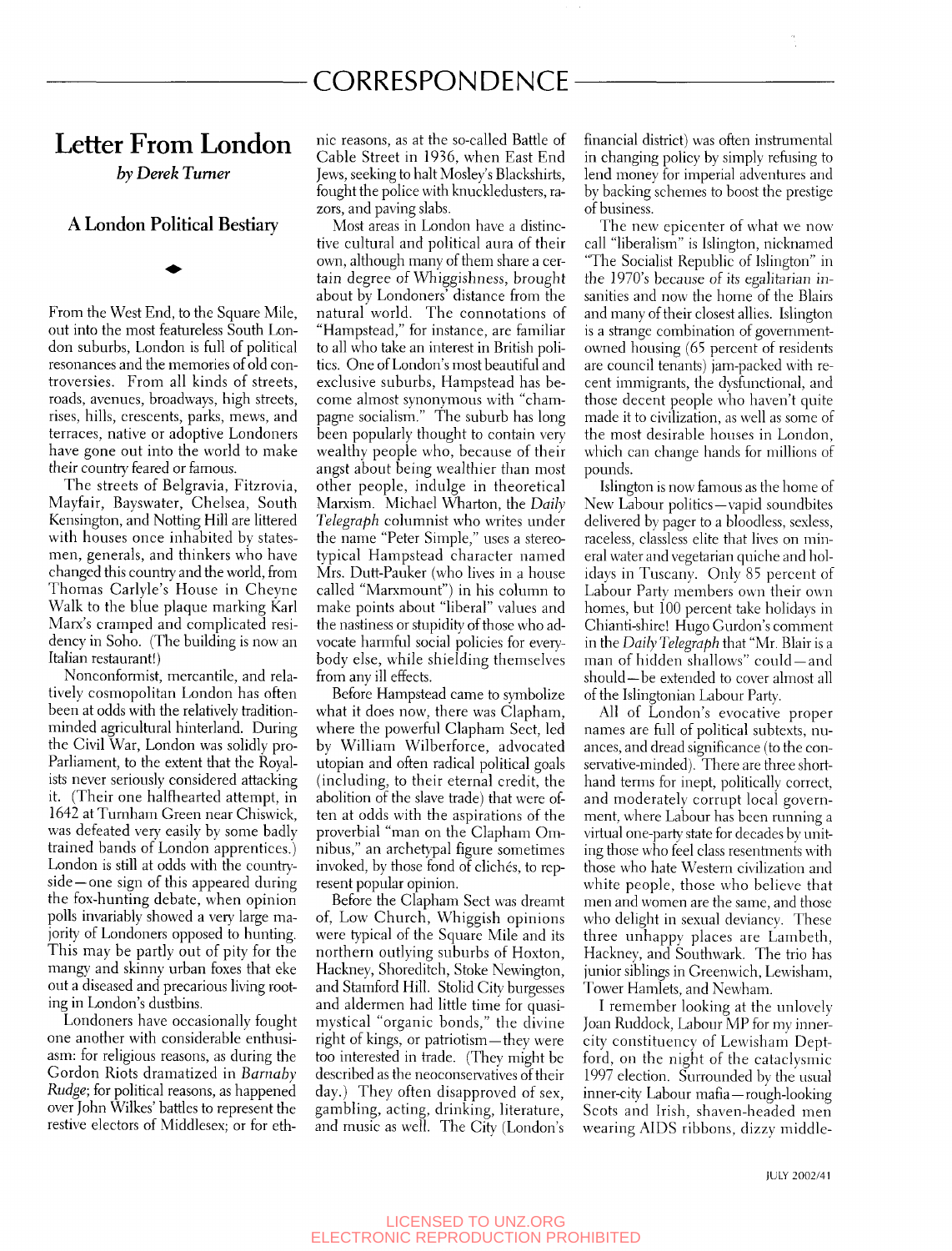# CORRESPONDENCE

## Letter From London

*by Derek Turner*

### A London Political Bestiary

From the West End, to the Square Mile, out into the most featureless South London suburbs, London is full of political resonances and the memories of old controversies. From all kinds of streets, roads, avenues, broadways, high streets, rises, hills, crescents, parks, mews, and terraces, native or adoptive Londoners have gone out into the world to make their country feared or famous.

The streets of Belgravia, Fitzrovia, Mayfair, Bayswater, Chelsea, South Kensington, and Notting Hill are littered with houses once inhabited by statesmen, generals, and thinkers who have changed this country and the world, from Thomas Carlyle's House in Cheyne Walk to the blue plaque marking Karl Marx's cramped and complicated residency in Soho. (The building is now an Italian restaurant!)

Nonconformist, mercantile, and relatively cosmopolitan London has often been at odds with the relatively tradition-minded agricultural hinterland. During the Civil War, London was solidly pro-Parliament, to the extent that the Royalists never seriously considered attacking it. (Their one halfhearted attempt, in 1642 at Turnham Green near Chiswick, was defeated very easily by some badly trained bands of London apprentices.) London is still at odds with the countryside—one sign of this appeared during the fox-hunting debate, when opinion polls invariably showed a very large majority of Londoners opposed to hunting. This may be partly out of pity for the mangy and skinny urban foxes that eke out a diseased and precarious living rooting in London's dustbins.

Londoners have occasionally fought one another with considerable enthusiasm: for religious reasons, as during the Gordon Riots dramatized in *Barnaby Rudge*; for political reasons, as happened over John Wilkes' battles to represent the restive electors of Middlesex; or for ethnic reasons, as at the so-called Battle of Cable Street in 1936, when East End Jews, seeking to halt Mosley's Blackshirts, fought the police with knuckledusters, razors, and paving slabs.

Most areas in London have a distinctive cultural and political aura of their own, although many of them share a certain degree of Whiggishness, brought about by Londoners' distance from the natural world. The connotations of "Hampstead," for instance, are familiar to all who take an interest in British politics. One of London's most beautiful and exclusive suburbs, Hampstead has become almost synonymous with "champagne socialism." The suburb has long been popularly thought to contain very wealthy people who, because of their angst about being wealthier than most other people, indulge in theoretical Marxism. Michael Wharton, the *Daily Telegraph* columnist who writes under the name "Peter Simple," uses a stereotypical Hampstead character named Mrs. Dutt-Pauker (who lives in a house called "Marxmount") in his column to make points about "liberal" values and the nastiness or stupidity of those who advocate harmful social policies for everybody else, while shielding themselves from any ill effects.

Before Hampstead came to symbolize what it does now, there was Clapham, where the powerful Clapham Sect, led by William Wilberforce, advocated utopian and often radical political goals (including, to their eternal credit, the abolition of the slave trade) that were often at odds with the aspirations of the proverbial "man on the Clapham Omnibus," an archetypal figure sometimes invoked, by those fond of clichés, to represent popular opinion.

Before the Clapham Sect was dreamt of, Low Church, Whiggish opinions were typical of the Square Mile and its northern outlying suburbs of Hoxton, Hackney, Shoreditch, Stoke Newington, and Stamford Hill. Stolid City burgesses and aldermen had little time for quasi-mystical "organic bonds," the divine right of kings, or patriotism—they were too interested in trade. (They might be described as the neoconservatives of their day.) They often disapproved of sex, gambling, acting, drinking, literature, and music as well. The City (London's financial district) was often instrumental in changing policy by simply refusing to lend money for imperial adventures and by backing schemes to boost the prestige of business.

The new epicenter of what we now call "liberalism" is Islington, nicknamed "The Socialist Republic of Islington" in the 1970's because of its egalitarian insanities and now the home of the Blairs and many of their closest allies. Islington is a strange combination of government-owned housing (65 percent of residents are council tenants) jam-packed with recent immigrants, the dysfunctional, and those decent people who haven't quite made it to civilization, as well as some of the most desirable houses in London, which can change hands for millions of pounds.

Islington is now famous as the home of New Labour politics—vapid soundbites delivered by pager to a bloodless, sexless, raceless, classless elite that lives on mineral water and vegetarian quiche and holidays in Tuscany. Only 85 percent of Labour Party members own their own homes, but 100 percent take holidays in Chianti-shire! Hugo Gurdon's comment in the *Daily Telegraph* that "Mr. Blair is a man of hidden shallows" could—and should—be extended to cover almost all of the Islingtonian Labour Party.

All of London's evocative proper names are full of political subtexts, nuances, and dread significance (to the conservative-minded). There are three shorthand terms for inept, politically correct, and moderately corrupt local government, where Labour has been running a virtual one-party state for decades by uniting those who feel class resentments with those who hate Western civilization and white people, those who believe that men and women are the same, and those who delight in sexual deviancy. These three unhappy places are Lambeth, Hackney, and Southwark. The trio has junior siblings in Greenwich, Lewisham, Tower Hamlets, and Newham.

I remember looking at the unlovely Joan Ruddock, Labour MP for my inner-city constituency of Lewisham Deptford, on the night of the cataclysmic 1997 election. Surrounded by the usual inner-city Labour mafia—rough-looking Scots and Irish, shaven-headed men wearing AIDS ribbons, dizzy middle-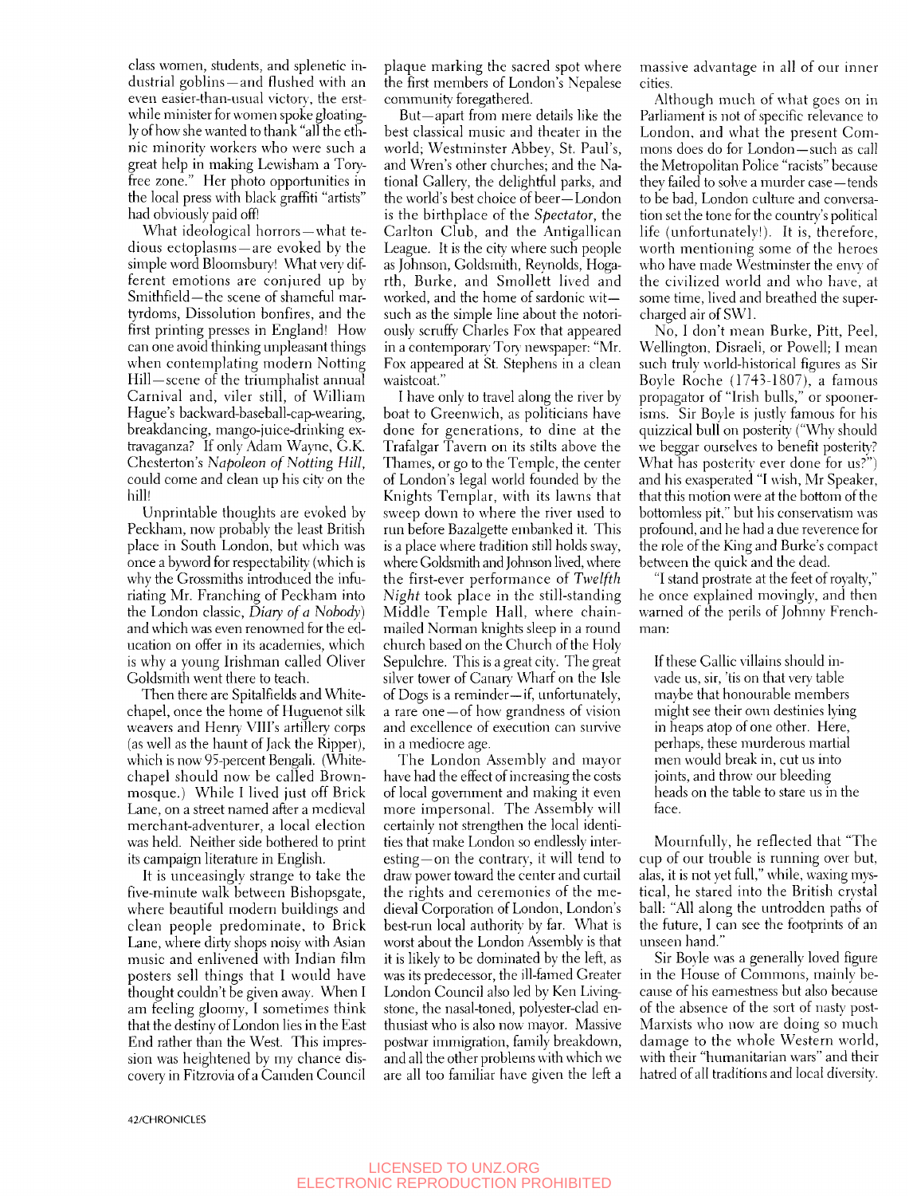class women, students, and splenetic industrial goblins—and flushed with an even easier-than-usual victory, the erstwhile minister for women spoke gloatingly of how she wanted to thank "all the ethnic minority workers who were such a great help in making Lewisham a Tory-free zone." Her photo opportunities in the local press with black graffiti "artists" had obviously paid off!

What ideological horrors—what tedious ectoplasms—are evoked by the simple word Bloomsbury! What very different emotions are conjured up by Smithfield—the scene of shameful martyrdoms, Dissolution bonfires, and the first printing presses in England! How can one avoid thinking unpleasant things when contemplating modern Notting Hill—scene of the triumphalist annual Carnival and, viler still, of William Hague's backward-baseball-cap-wearing, breakdancing, mango-juice-drinking extravaganza? If only Adam Wayne, G.K. Chesterton's *Napoleon of Notting Hill*, could come and clean up his city on the hill!

Unprintable thoughts are evoked by Peckham, now probably the least British place in South London, but which was once a byword for respectability (which is why the Grossmiths introduced the infuriating Mr. Franching of Peckham into the London classic, *Diary of a Nobody*) and which was even renowned for the education on offer in its academies, which is why a young Irishman called Oliver Goldsmith went there to teach.

Then there are Spitalfields and Whitechapel, once the home of Huguenot silk weavers and Henry VIII's artillery corps (as well as the haunt of Jack the Ripper), which is now 95-percent Bengali. (Whitechapel should now be called Brownmosque.) While I lived just off Brick Lane, on a street named after a medieval merchant-adventurer, a local election was held. Neither side bothered to print its campaign literature in English.

It is unceasingly strange to take the five-minute walk between Bishopsgate, where beautiful modern buildings and clean people predominate, to Brick Lane, where dirty shops noisy with Asian music and enlivened with Indian film posters sell things that I would have thought couldn't be given away. When I am feeling gloomy, I sometimes think that the destiny of London lies in the East End rather than the West. This impression was heightened by my chance discovery in Fitzrovia of a Camden Council plaque marking the sacred spot where the first members of London's Nepalese community foregathered.

But—apart from mere details like the best classical music and theater in the world; Westminster Abbey, St. Paul's, and Wren's other churches; and the National Gallery, the delightful parks, and the world's best choice of beer—London is the birthplace of the *Spectator*, the Carlton Club, and the Antigallican League. It is the city where such people as Johnson, Goldsmith, Reynolds, Hogarth, Burke, and Smollett lived and worked, and the home of sardonic wit—such as the simple line about the notoriously scruffy Charles Fox that appeared in a contemporary Tory newspaper: "Mr. Fox appeared at St. Stephens in a clean waistcoat."

I have only to travel along the river by boat to Greenwich, as politicians have done for generations, to dine at the Trafalgar Tavern on its stilts above the Thames, or go to the Temple, the center of London's legal world founded by the Knights Templar, with its lawns that sweep down to where the river used to run before Bazalgette embanked it. This is a place where tradition still holds sway, where Goldsmith and Johnson lived, where the first-ever performance of *Twelfth Night* took place in the still-standing Middle Temple Hall, where chain-mailed Norman knights sleep in a round church based on the Church of the Holy Sepulchre. This is a great city. The great silver tower of Canary Wharf on the Isle of Dogs is a reminder—if, unfortunately, a rare one—of how grandness of vision and excellence of execution can survive in a mediocre age.

The London Assembly and mayor have had the effect of increasing the costs of local government and making it even more impersonal. The Assembly will certainly not strengthen the local identities that make London so endlessly interesting—on the contrary, it will tend to draw power toward the center and curtail the rights and ceremonies of the medieval Corporation of London, London's best-run local authority by far. What is worst about the London Assembly is that it is likely to be dominated by the left, as was its predecessor, the ill-famed Greater London Council also led by Ken Livingstone, the nasal-toned, polyester-clad enthusiast who is also now mayor. Massive postwar immigration, family breakdown, and all the other problems with which we are all too familiar have given the left a massive advantage in all of our inner cities.

Although much of what goes on in Parliament is not of specific relevance to London, and what the present Commons does do for London—such as call the Metropolitan Police "racists" because they failed to solve a murder case—tends to be bad, London culture and conversation set the tone for the country's political life (unfortunately!). It is, therefore, worth mentioning some of the heroes who have made Westminster the envy of the civilized world and who have, at some time, lived and breathed the supercharged air of SW1.

No, I don't mean Burke, Pitt, Peel, Wellington, Disraeli, or Powell; I mean such truly world-historical figures as Sir Boyle Roche (1743-1807), a famous propagator of "Irish bulls," or spoonerisms. Sir Boyle is justly famous for his quizzical bull on posterity ("Why should we beggar ourselves to benefit posterity? What has posterity ever done for us?") and his exasperated "I wish, Mr Speaker, that this motion were at the bottom of the bottomless pit," but his conservatism was profound, and he had a due reverence for the role of the King and Burke's compact between the quick and the dead.

"I stand prostrate at the feet of royalty," he once explained movingly, and then warned of the perils of Johnny Frenchman:

> If these Gallic villains should invade us, sir, 'tis on that very table maybe that honourable members might see their own destinies lying in heaps atop of one other. Here, perhaps, these murderous martial men would break in, cut us into joints, and throw our bleeding heads on the table to stare us in the face.

Mournfully, he reflected that "The cup of our trouble is running over but, alas, it is not yet full," while, waxing mystical, he stared into the British crystal ball: "All along the untrodden paths of the future, I can see the footprints of an unseen hand."

Sir Boyle was a generally loved figure in the House of Commons, mainly because of his earnestness but also because of the absence of the sort of nasty post-Marxists who now are doing so much damage to the whole Western world, with their "humanitarian wars" and their hatred of all traditions and local diversity.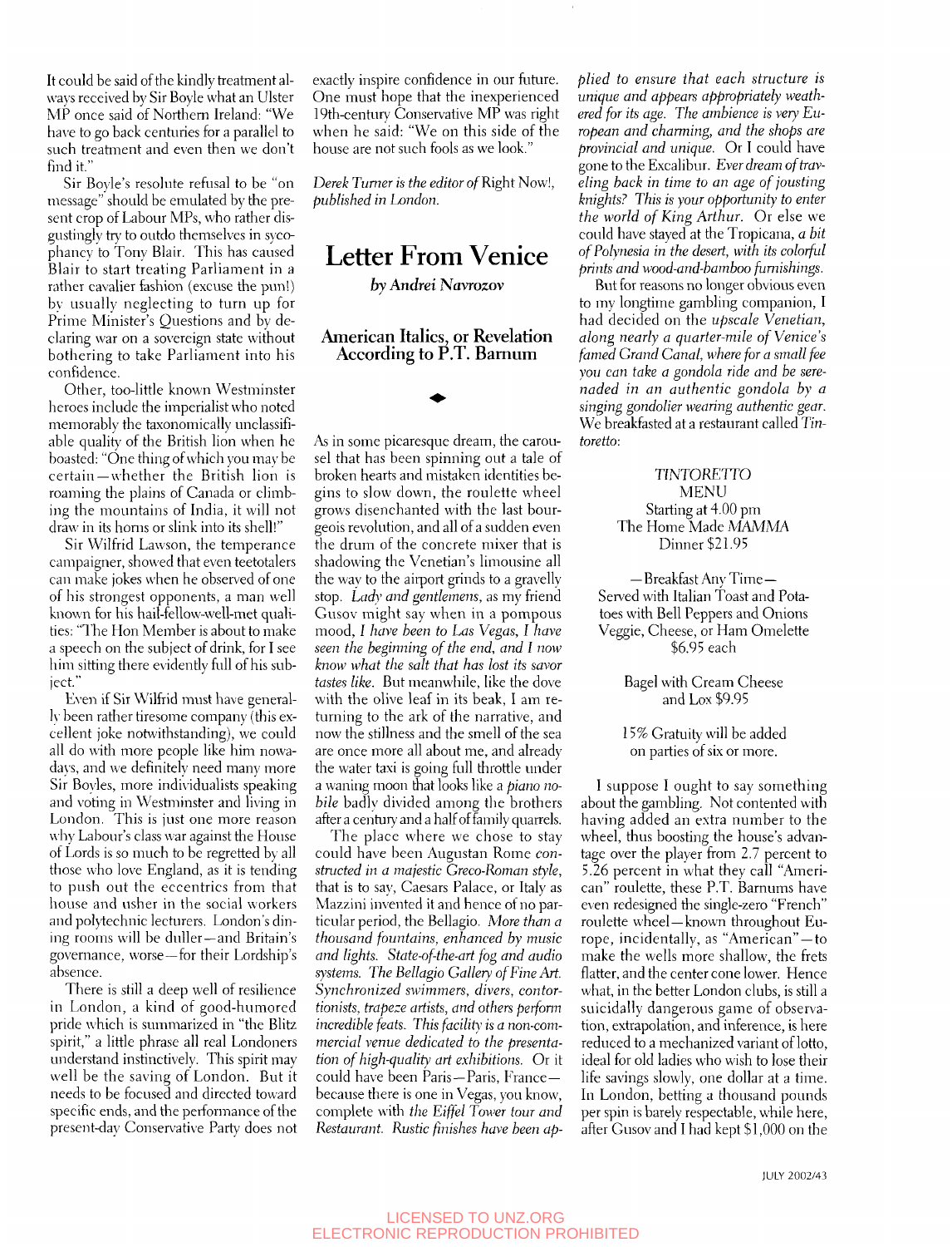It could be said of the kindly treatment always received by Sir Boyle what an Ulster MP once said of Northern Ireland: "We have to go back centuries for a parallel to such treatment and even then we don't find it."

Sir Boyle's resolute refusal to be "on message" should be emulated by the present crop of Labour MPs, who rather disgustingly try to outdo themselves in sycophancy to Tony Blair. This has caused Blair to start treating Parliament in a rather cavalier fashion (excuse the pun!) by usually neglecting to turn up for Prime Minister's Questions and by declaring war on a sovereign state without bothering to take Parliament into his confidence.

Other, too-little known Westminster heroes include the imperialist who noted memorably the taxonomically unclassifiable quality of the British lion when he boasted: "One thing of which you may be certain—whether the British lion is roaming the plains of Canada or climbing the mountains of India, it will not draw in its horns or slink into its shell!"

Sir Wilfrid Lawson, the temperance campaigner, showed that even teetotalers can make jokes when he observed of one of his strongest opponents, a man well known for his hail-fellow-well-met qualities: "The Hon Member is about to make a speech on the subject of drink, for I see him sitting there evidently full of his subject."

Even if Sir Wilfrid must have generally been rather tiresome company (this excellent joke notwithstanding), we could all do with more people like him nowadays, and we definitely need many more Sir Boyles, more individualists speaking and voting in Westminster and living in London. This is just one more reason why Labour's class war against the House of Lords is so much to be regretted by all those who love England, as it is tending to push out the eccentrics from that house and usher in the social workers and polytechnic lecturers. London's dining rooms will be duller—and Britain's governance, worse—for their Lordship's absence.

There is still a deep well of resilience in London, a kind of good-humored pride which is summarized in "the Blitz spirit," a little phrase all real Londoners understand instinctively. This spirit may well be the saving of London. But it needs to be focused and directed toward specific ends, and the performance of the present-day Conservative Party does not exactly inspire confidence in our future. One must hope that the inexperienced 19th-century Conservative MP was right when he said: "We on this side of the house are not such fools as we look."

*Derek Turner is the editor of* Right Now!, *published in London.*

# Letter From Venice

*by Andrei Navrozov*

## American Italics, or Revelation According to P.T. Barnum

As in some picaresque dream, the carousel that has been spinning out a tale of broken hearts and mistaken identities begins to slow down, the roulette wheel grows disenchanted with the last bourgeois revolution, and all of a sudden even the drum of the concrete mixer that is shadowing the Venetian's limousine all the way to the airport grinds to a gravelly stop. *Lady and gentlemens,* as my friend Gusov might say when in a pompous mood, *I have been to Las Vegas, I have seen the beginning of the end, and I now know what the salt that has lost its savor tastes like.* But meanwhile, like the dove with the olive leaf in its beak, I am returning to the ark of the narrative, and now the stillness and the smell of the sea are once more all about me, and already the water taxi is going full throttle under a waning moon that looks like a *piano nobile* badly divided among the brothers after a century and a half of family quarrels.

The place where we chose to stay could have been Augustan Rome *constructed in a majestic Greco-Roman style,* that is to say, Caesars Palace, or Italy as Mazzini invented it and hence of no particular period, the Bellagio. *More than a thousand fountains, enhanced by music and lights. State-of-the-art fog and audio systems. The Bellagio Gallery of Fine Art. Synchronized swimmers, divers, contortionists, trapeze artists, and others perform incredible feats. This facility is a non-commercial venue dedicated to the presentation of high-quality art exhibitions.* Or it could have been Paris—Paris, France—because there is one in Vegas, you know, complete with *the Eiffel Tower tour and Restaurant. Rustic finishes have been applied to ensure that each structure is unique and appears appropriately weathered for its age. The ambience is very European and charming, and the shops are provincial and unique.* Or I could have gone to the Excalibur. *Ever dream of traveling back in time to an age of jousting knights? This is your opportunity to enter the world of King Arthur.* Or else we could have stayed at the Tropicana, *a bit of Polynesia in the desert, with its colorful prints and wood-and-bamboo furnishings.*

But for reasons no longer obvious even to my longtime gambling companion, I had decided on the *upscale Venetian, along nearly a quarter-mile of Venice's famed Grand Canal, where for a small fee you can take a gondola ride and be serenaded in an authentic gondola by a singing gondolier wearing authentic gear.* We breakfasted at a restaurant called *Tintoretto*:

TINTORETTO
MENU
Starting at 4.00 pm
The Home Made *MAMMA*
Dinner $21.95

—Breakfast Any Time—
Served with Italian Toast and Potatoes with Bell Peppers and Onions
Veggie, Cheese, or Ham Omelette
$6.95 each

Bagel with Cream Cheese
and Lox $9.95

15% Gratuity will be added
on parties of six or more.

I suppose I ought to say something about the gambling. Not contented with having added an extra number to the wheel, thus boosting the house's advantage over the player from 2.7 percent to 5.26 percent in what they call "American" roulette, these P.T. Barnums have even redesigned the single-zero "French" roulette wheel—known throughout Europe, incidentally, as "American"—to make the wells more shallow, the frets flatter, and the center cone lower. Hence what, in the better London clubs, is still a suicidally dangerous game of observation, extrapolation, and inference, is here reduced to a mechanized variant of lotto, ideal for old ladies who wish to lose their life savings slowly, one dollar at a time. In London, betting a thousand pounds per spin is barely respectable, while here, after Gusov and I had kept $1,000 on the